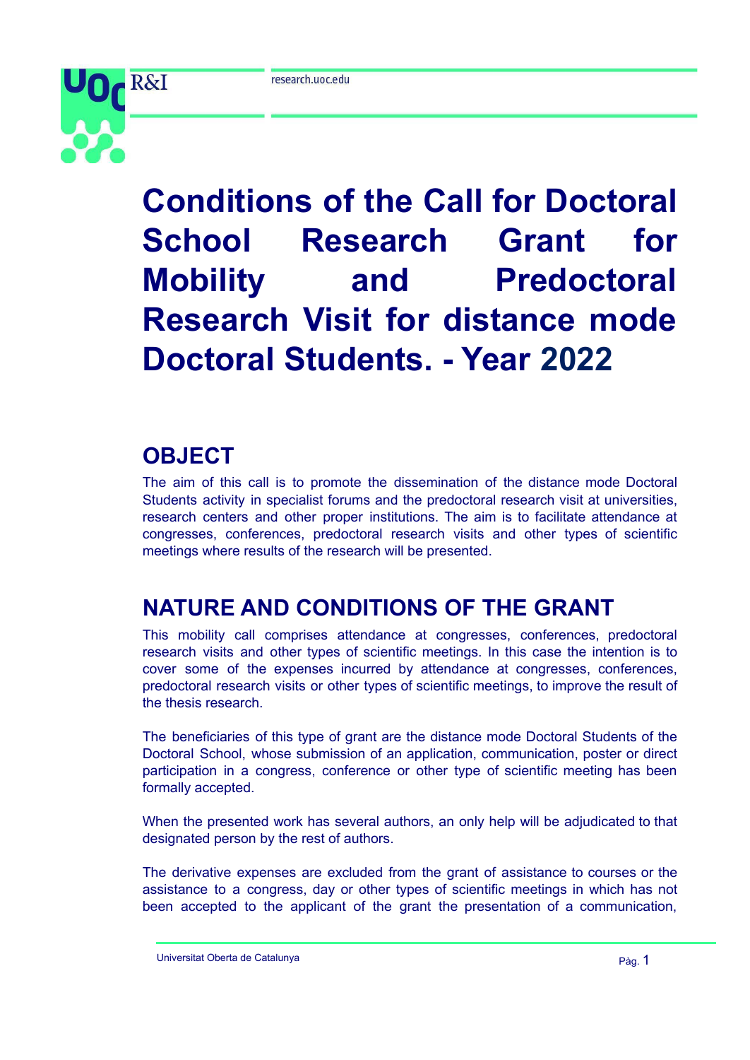# Conditions of the Call for Doctoral School Research Grant for Mobility and Predoctoral Research Visit for distance mode Doctoral Students. - Year 2022

## OBJECT

The aim of this call is to promote the dissemination of the distance mode Doctoral Students activity in specialist forums and the predoctoral research visit at universities, research centers and other proper institutions. The aim is to facilitate attendance at congresses, conferences, predoctoral research visits and other types of scientific meetings where results of the research will be presented.

## NATURE AND CONDITIONS OF THE GRANT

This mobility call comprises attendance at congresses, conferences, predoctoral research visits and other types of scientific meetings. In this case the intention is to cover some of the expenses incurred by attendance at congresses, conferences, predoctoral research visits or other types of scientific meetings, to improve the result of the thesis research.

The beneficiaries of this type of grant are the distance mode Doctoral Students of the Doctoral School, whose submission of an application, communication, poster or direct participation in a congress, conference or other type of scientific meeting has been formally accepted.

When the presented work has several authors, an only help will be adjudicated to that designated person by the rest of authors.

The derivative expenses are excluded from the grant of assistance to courses or the assistance to a congress, day or other types of scientific meetings in which has not been accepted to the applicant of the grant the presentation of a communication,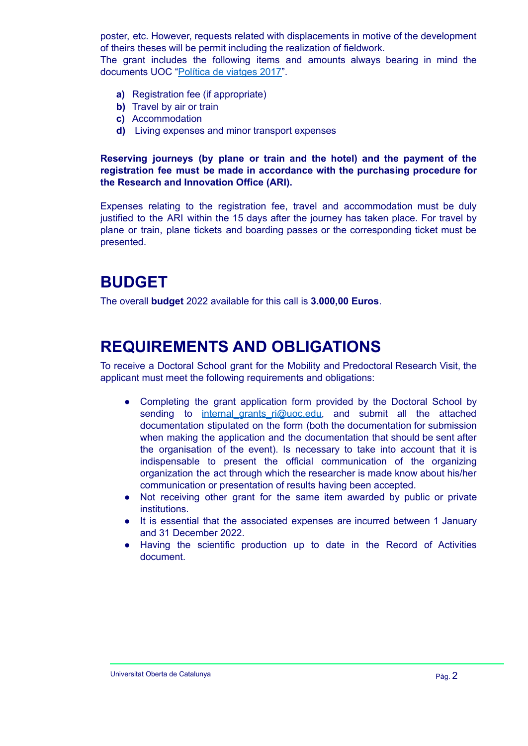poster, etc. However, requests related with displacements in motive of the development of theirs theses will be permit including the realization of fieldwork.
The grant includes the following items and amounts always bearing in mind the documents UOC "[Política de viatges 2017](#)".

**a)** Registration fee (if appropriate)
**b)** Travel by air or train
**c)** Accommodation
**d)** Living expenses and minor transport expenses

**Reserving journeys (by plane or train and the hotel) and the payment of the registration fee must be made in accordance with the purchasing procedure for the Research and Innovation Office (ARI).**

Expenses relating to the registration fee, travel and accommodation must be duly justified to the ARI within the 15 days after the journey has taken place. For travel by plane or train, plane tickets and boarding passes or the corresponding ticket must be presented.

# BUDGET

The overall **budget** 2022 available for this call is **3.000,00 Euros**.

# REQUIREMENTS AND OBLIGATIONS

To receive a Doctoral School grant for the Mobility and Predoctoral Research Visit, the applicant must meet the following requirements and obligations:

- Completing the grant application form provided by the Doctoral School by sending to internal_grants_ri@uoc.edu, and submit all the attached documentation stipulated on the form (both the documentation for submission when making the application and the documentation that should be sent after the organisation of the event). Is necessary to take into account that it is indispensable to present the official communication of the organizing organization the act through which the researcher is made know about his/her communication or presentation of results having been accepted.
- Not receiving other grant for the same item awarded by public or private institutions.
- It is essential that the associated expenses are incurred between 1 January and 31 December 2022.
- Having the scientific production up to date in the Record of Activities document.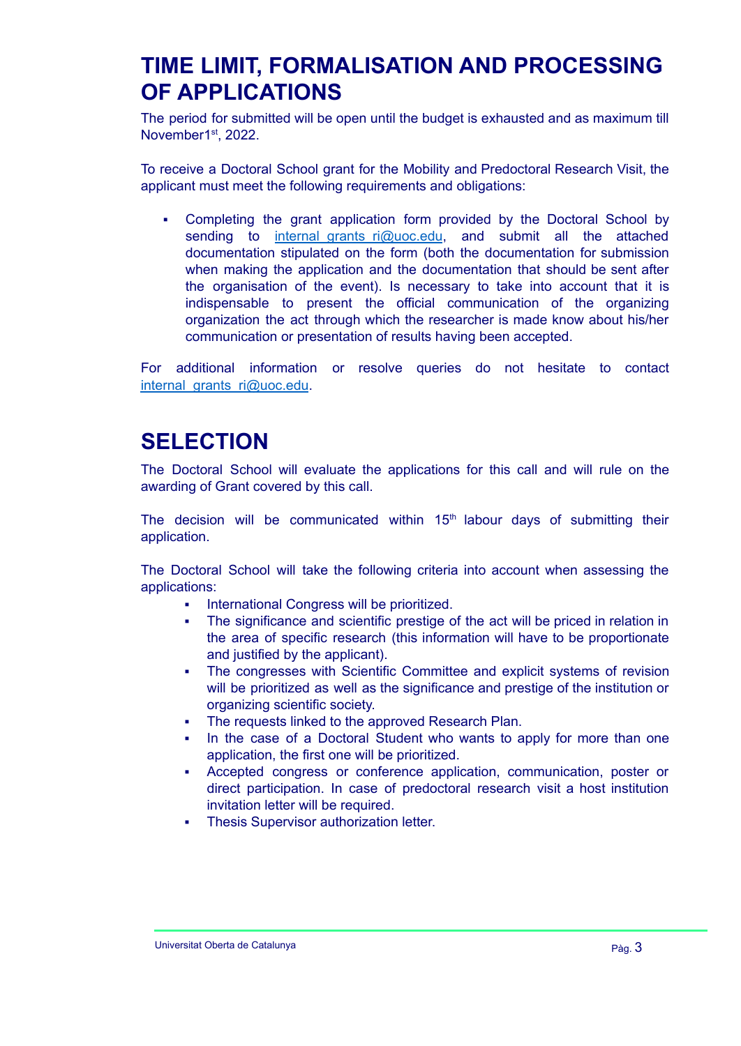# TIME LIMIT, FORMALISATION AND PROCESSING OF APPLICATIONS

The period for submitted will be open until the budget is exhausted and as maximum till November1st, 2022.

To receive a Doctoral School grant for the Mobility and Predoctoral Research Visit, the applicant must meet the following requirements and obligations:

- Completing the grant application form provided by the Doctoral School by sending to internal_grants_ri@uoc.edu, and submit all the attached documentation stipulated on the form (both the documentation for submission when making the application and the documentation that should be sent after the organisation of the event). Is necessary to take into account that it is indispensable to present the official communication of the organizing organization the act through which the researcher is made know about his/her communication or presentation of results having been accepted.

For additional information or resolve queries do not hesitate to contact internal_grants_ri@uoc.edu.

# SELECTION

The Doctoral School will evaluate the applications for this call and will rule on the awarding of Grant covered by this call.

The decision will be communicated within 15th labour days of submitting their application.

The Doctoral School will take the following criteria into account when assessing the applications:

- International Congress will be prioritized.
- The significance and scientific prestige of the act will be priced in relation in the area of specific research (this information will have to be proportionate and justified by the applicant).
- The congresses with Scientific Committee and explicit systems of revision will be prioritized as well as the significance and prestige of the institution or organizing scientific society.
- The requests linked to the approved Research Plan.
- In the case of a Doctoral Student who wants to apply for more than one application, the first one will be prioritized.
- Accepted congress or conference application, communication, poster or direct participation. In case of predoctoral research visit a host institution invitation letter will be required.
- Thesis Supervisor authorization letter.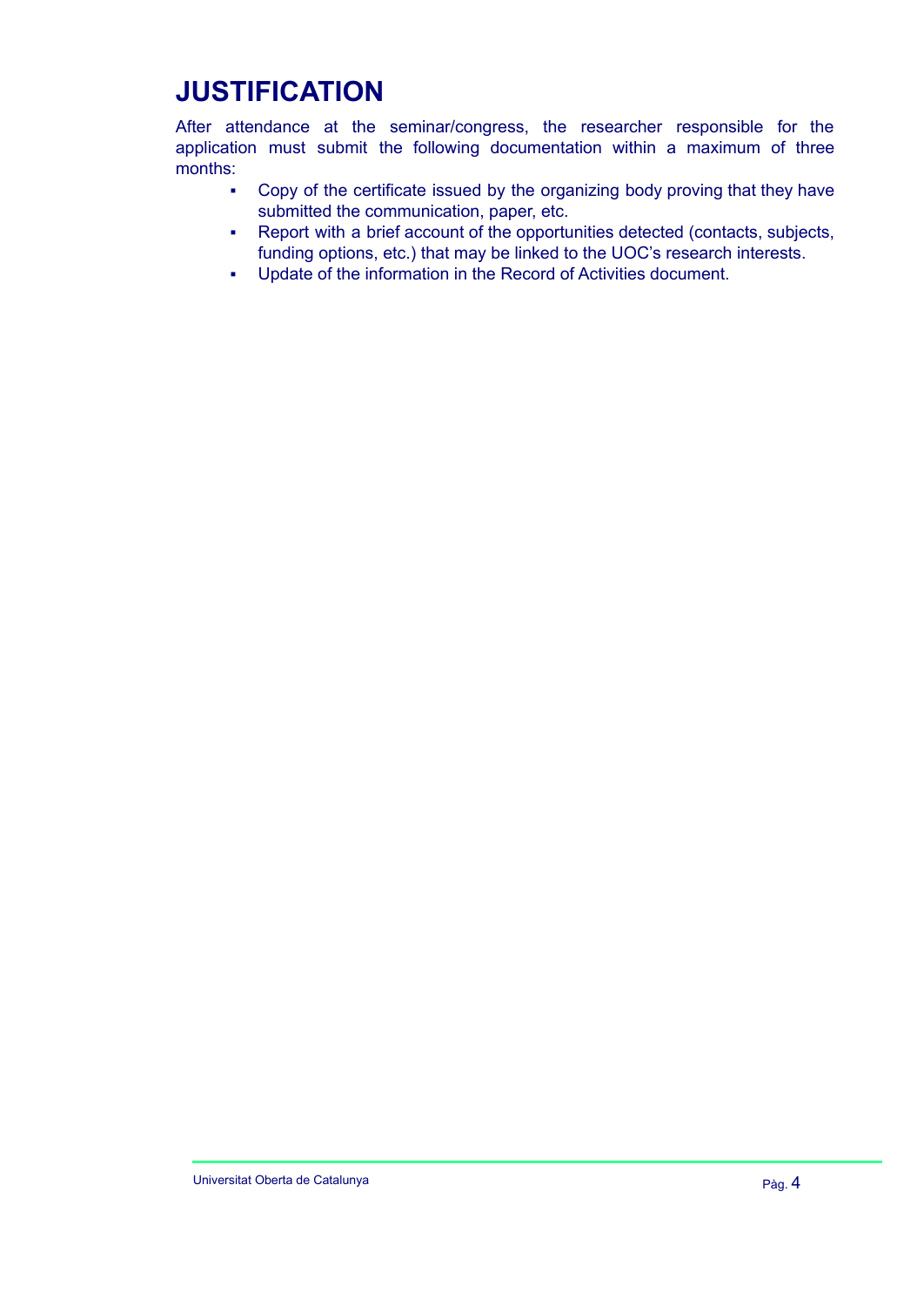# JUSTIFICATION

After attendance at the seminar/congress, the researcher responsible for the application must submit the following documentation within a maximum of three months:

- Copy of the certificate issued by the organizing body proving that they have submitted the communication, paper, etc.
- Report with a brief account of the opportunities detected (contacts, subjects, funding options, etc.) that may be linked to the UOC's research interests.
- Update of the information in the Record of Activities document.